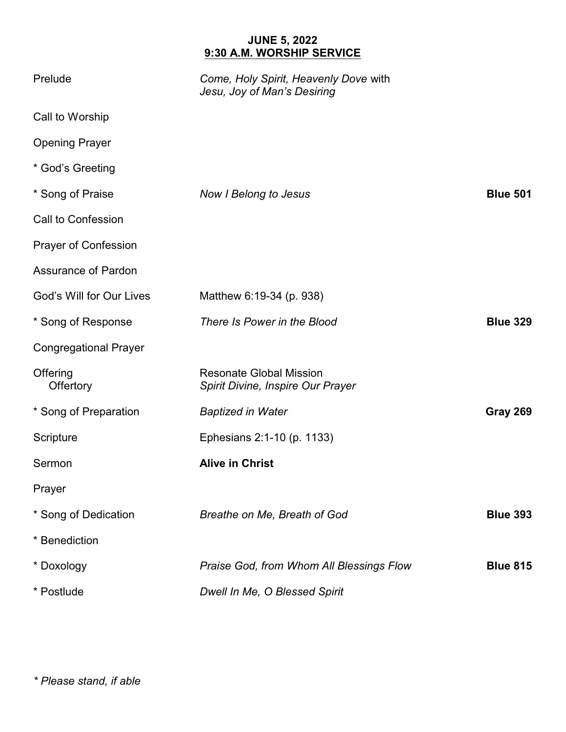**JUNE 5, 2022**
**9:30 A.M. WORKSHIP SERVICE**

| | | |
|---|---|---|
| Prelude | *Come, Holy Spirit, Heavenly Dove* with *Jesu, Joy of Man's Desiring* | |
| Call to Worship | | |
| Opening Prayer | | |
| * God's Greeting | | |
| * Song of Praise | *Now I Belong to Jesus* | **Blue 501** |
| Call to Confession | | |
| Prayer of Confession | | |
| Assurance of Pardon | | |
| God's Will for Our Lives | Matthew 6:19-34 (p. 938) | |
| * Song of Response | *There Is Power in the Blood* | **Blue 329** |
| Congregational Prayer | | |
| Offering<br>Offertory | Resonate Global Mission<br>*Spirit Divine, Inspire Our Prayer* | |
| * Song of Preparation | *Baptized in Water* | **Gray 269** |
| Scripture | Ephesians 2:1-10 (p. 1133) | |
| Sermon | **Alive in Christ** | |
| Prayer | | |
| * Song of Dedication | *Breathe on Me, Breath of God* | **Blue 393** |
| * Benediction | | |
| * Doxology | *Praise God, from Whom All Blessings Flow* | **Blue 815** |
| * Postlude | *Dwell In Me, O Blessed Spirit* | |

*\* Please stand, if able*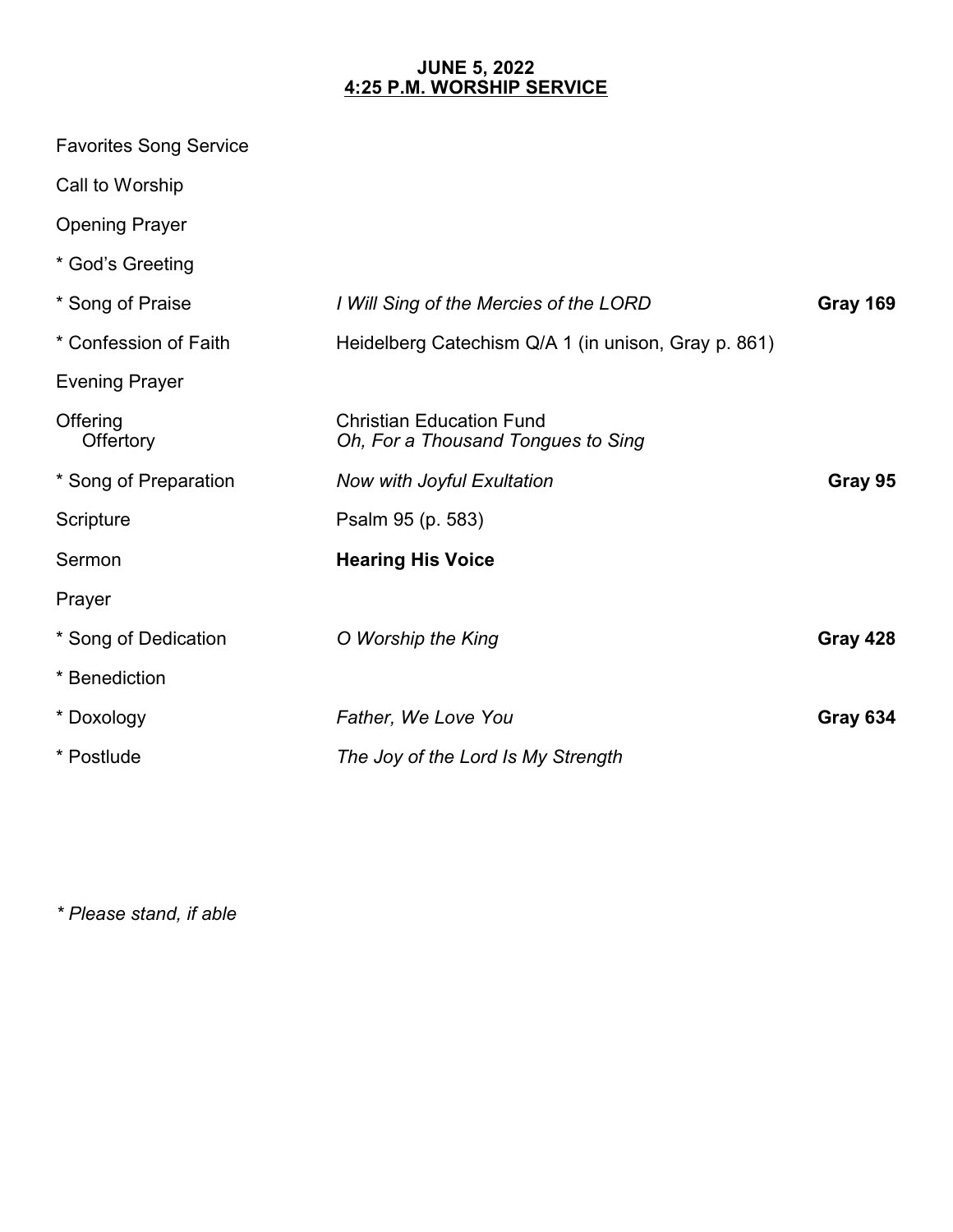**JUNE 5, 2022**
**4:25 P.M. WORSHIP SERVICE**

| | | |
|---|---|---|
| Favorites Song Service | | |
| Call to Worship | | |
| Opening Prayer | | |
| * God's Greeting | | |
| * Song of Praise | *I Will Sing of the Mercies of the LORD* | **Gray 169** |
| * Confession of Faith | Heidelberg Catechism Q/A 1 (in unison, Gray p. 861) | |
| Evening Prayer | | |
| Offering<br>Offertory | Christian Education Fund<br>*Oh, For a Thousand Tongues to Sing* | |
| * Song of Preparation | *Now with Joyful Exultation* | **Gray 95** |
| Scripture | Psalm 95 (p. 583) | |
| Sermon | **Hearing His Voice** | |
| Prayer | | |
| * Song of Dedication | *O Worship the King* | **Gray 428** |
| * Benediction | | |
| * Doxology | *Father, We Love You* | **Gray 634** |
| * Postlude | *The Joy of the Lord Is My Strength* | |

*\* Please stand, if able*